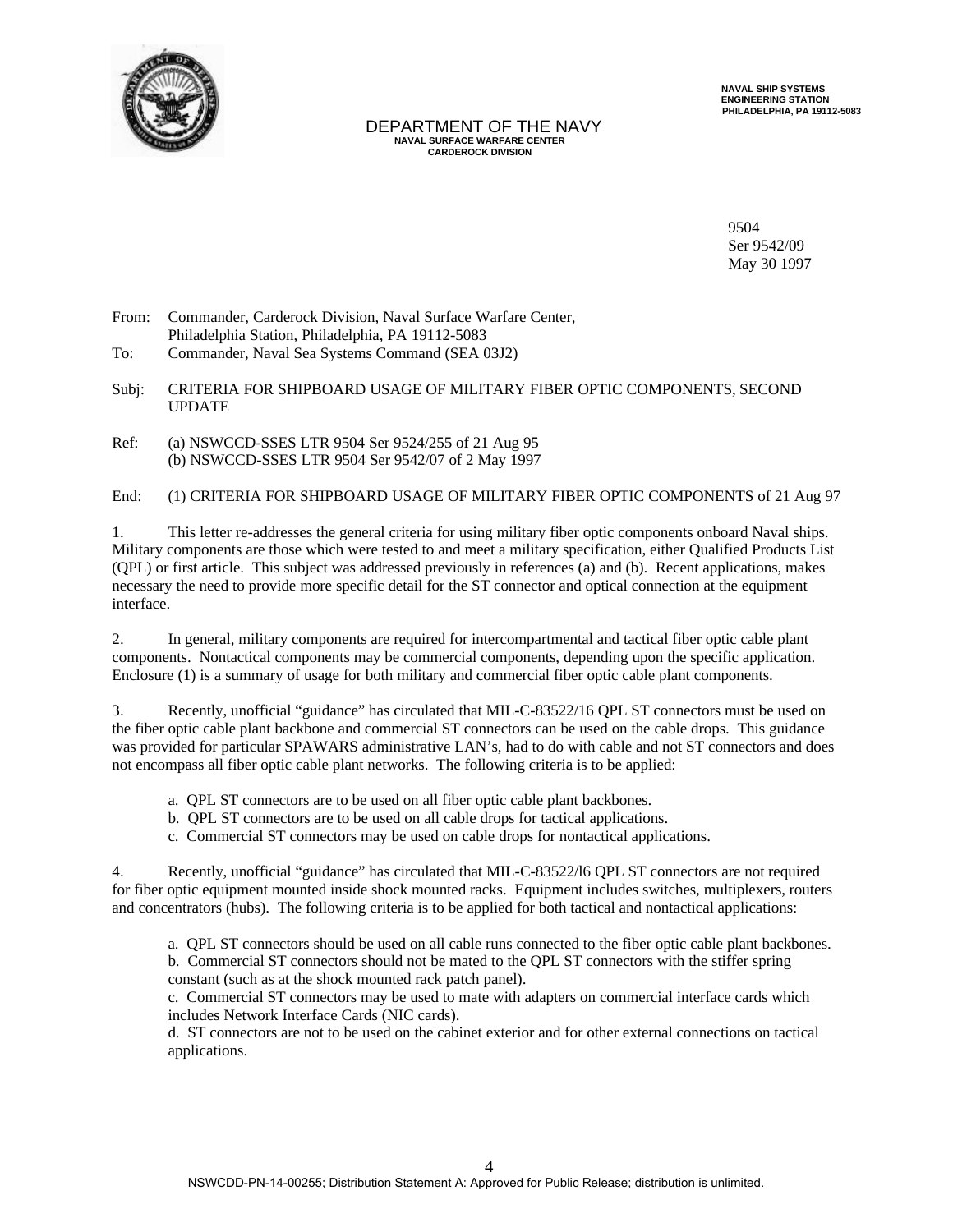NAVAL SHIP SYSTEMS
ENGINEERING STATION
PHILADELPHIA, PA 19112-5083

DEPARTMENT OF THE NAVY
NAVAL SURFACE WARFARE CENTER
CARDEROCK DIVISION

9504
Ser 9542/09
May 30 1997

From: Commander, Carderock Division, Naval Surface Warfare Center, Philadelphia Station, Philadelphia, PA 19112-5083
To: Commander, Naval Sea Systems Command (SEA 03J2)

Subj: CRITERIA FOR SHIPBOARD USAGE OF MILITARY FIBER OPTIC COMPONENTS, SECOND UPDATE

Ref: (a) NSWCCD-SSES LTR 9504 Ser 9524/255 of 21 Aug 95
(b) NSWCCD-SSES LTR 9504 Ser 9542/07 of 2 May 1997

End: (1) CRITERIA FOR SHIPBOARD USAGE OF MILITARY FIBER OPTIC COMPONENTS of 21 Aug 97

1. This letter re-addresses the general criteria for using military fiber optic components onboard Naval ships. Military components are those which were tested to and meet a military specification, either Qualified Products List (QPL) or first article. This subject was addressed previously in references (a) and (b). Recent applications, makes necessary the need to provide more specific detail for the ST connector and optical connection at the equipment interface.

2. In general, military components are required for intercompartmental and tactical fiber optic cable plant components. Nontactical components may be commercial components, depending upon the specific application. Enclosure (1) is a summary of usage for both military and commercial fiber optic cable plant components.

3. Recently, unofficial "guidance" has circulated that MIL-C-83522/16 QPL ST connectors must be used on the fiber optic cable plant backbone and commercial ST connectors can be used on the cable drops. This guidance was provided for particular SPAWARS administrative LAN's, had to do with cable and not ST connectors and does not encompass all fiber optic cable plant networks. The following criteria is to be applied:

a. QPL ST connectors are to be used on all fiber optic cable plant backbones.
b. QPL ST connectors are to be used on all cable drops for tactical applications.
c. Commercial ST connectors may be used on cable drops for nontactical applications.

4. Recently, unofficial "guidance" has circulated that MIL-C-83522/l6 QPL ST connectors are not required for fiber optic equipment mounted inside shock mounted racks. Equipment includes switches, multiplexers, routers and concentrators (hubs). The following criteria is to be applied for both tactical and nontactical applications:

a. QPL ST connectors should be used on all cable runs connected to the fiber optic cable plant backbones.
b. Commercial ST connectors should not be mated to the QPL ST connectors with the stiffer spring constant (such as at the shock mounted rack patch panel).
c. Commercial ST connectors may be used to mate with adapters on commercial interface cards which includes Network Interface Cards (NIC cards).
d. ST connectors are not to be used on the cabinet exterior and for other external connections on tactical applications.

NSWCDD-PN-14-00255; Distribution Statement A: Approved for Public Release; distribution is unlimited.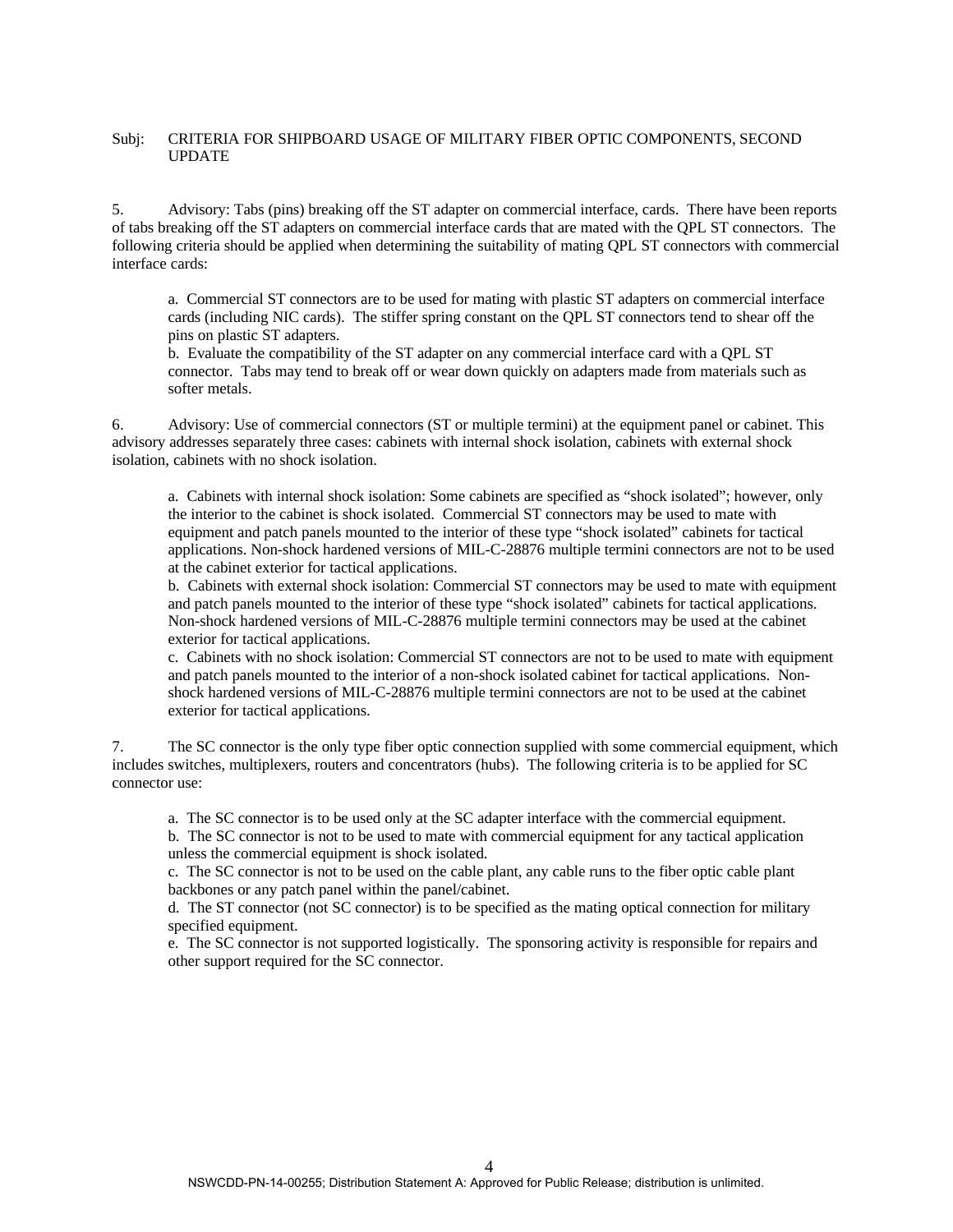Subj: CRITERIA FOR SHIPBOARD USAGE OF MILITARY FIBER OPTIC COMPONENTS, SECOND UPDATE

5. Advisory: Tabs (pins) breaking off the ST adapter on commercial interface, cards. There have been reports of tabs breaking off the ST adapters on commercial interface cards that are mated with the QPL ST connectors. The following criteria should be applied when determining the suitability of mating QPL ST connectors with commercial interface cards:

a. Commercial ST connectors are to be used for mating with plastic ST adapters on commercial interface cards (including NIC cards). The stiffer spring constant on the QPL ST connectors tend to shear off the pins on plastic ST adapters.

b. Evaluate the compatibility of the ST adapter on any commercial interface card with a QPL ST connector. Tabs may tend to break off or wear down quickly on adapters made from materials such as softer metals.

6. Advisory: Use of commercial connectors (ST or multiple termini) at the equipment panel or cabinet. This advisory addresses separately three cases: cabinets with internal shock isolation, cabinets with external shock isolation, cabinets with no shock isolation.

a. Cabinets with internal shock isolation: Some cabinets are specified as "shock isolated"; however, only the interior to the cabinet is shock isolated. Commercial ST connectors may be used to mate with equipment and patch panels mounted to the interior of these type "shock isolated" cabinets for tactical applications. Non-shock hardened versions of MIL-C-28876 multiple termini connectors are not to be used at the cabinet exterior for tactical applications.

b. Cabinets with external shock isolation: Commercial ST connectors may be used to mate with equipment and patch panels mounted to the interior of these type "shock isolated" cabinets for tactical applications. Non-shock hardened versions of MIL-C-28876 multiple termini connectors may be used at the cabinet exterior for tactical applications.

c. Cabinets with no shock isolation: Commercial ST connectors are not to be used to mate with equipment and patch panels mounted to the interior of a non-shock isolated cabinet for tactical applications. Non-shock hardened versions of MIL-C-28876 multiple termini connectors are not to be used at the cabinet exterior for tactical applications.

7. The SC connector is the only type fiber optic connection supplied with some commercial equipment, which includes switches, multiplexers, routers and concentrators (hubs). The following criteria is to be applied for SC connector use:

a. The SC connector is to be used only at the SC adapter interface with the commercial equipment.

b. The SC connector is not to be used to mate with commercial equipment for any tactical application unless the commercial equipment is shock isolated.

c. The SC connector is not to be used on the cable plant, any cable runs to the fiber optic cable plant backbones or any patch panel within the panel/cabinet.

d. The ST connector (not SC connector) is to be specified as the mating optical connection for military specified equipment.

e. The SC connector is not supported logistically. The sponsoring activity is responsible for repairs and other support required for the SC connector.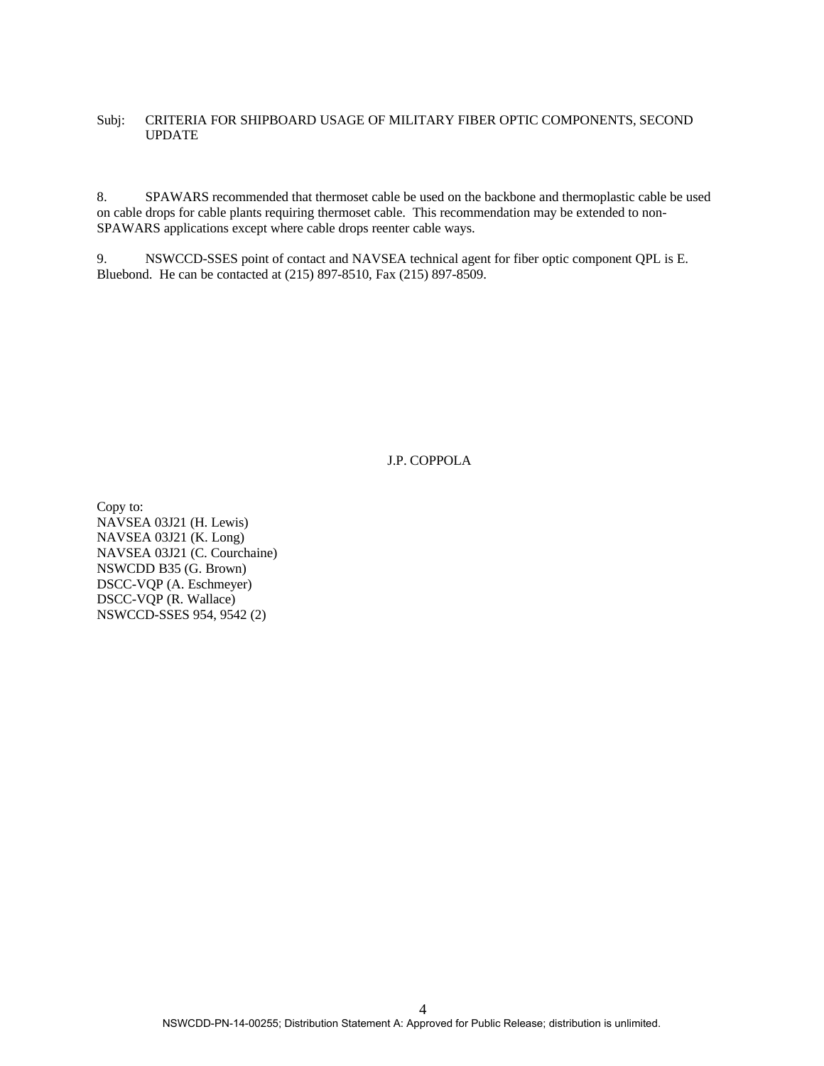Subj: CRITERIA FOR SHIPBOARD USAGE OF MILITARY FIBER OPTIC COMPONENTS, SECOND UPDATE

8. SPAWARS recommended that thermoset cable be used on the backbone and thermoplastic cable be used on cable drops for cable plants requiring thermoset cable. This recommendation may be extended to non-SPAWARS applications except where cable drops reenter cable ways.

9. NSWCCD-SSES point of contact and NAVSEA technical agent for fiber optic component QPL is E. Bluebond. He can be contacted at (215) 897-8510, Fax (215) 897-8509.

J.P. COPPOLA

Copy to:
NAVSEA 03J21 (H. Lewis)
NAVSEA 03J21 (K. Long)
NAVSEA 03J21 (C. Courchaine)
NSWCDD B35 (G. Brown)
DSCC-VQP (A. Eschmeyer)
DSCC-VQP (R. Wallace)
NSWCCD-SSES 954, 9542 (2)

NSWCDD-PN-14-00255; Distribution Statement A: Approved for Public Release; distribution is unlimited.